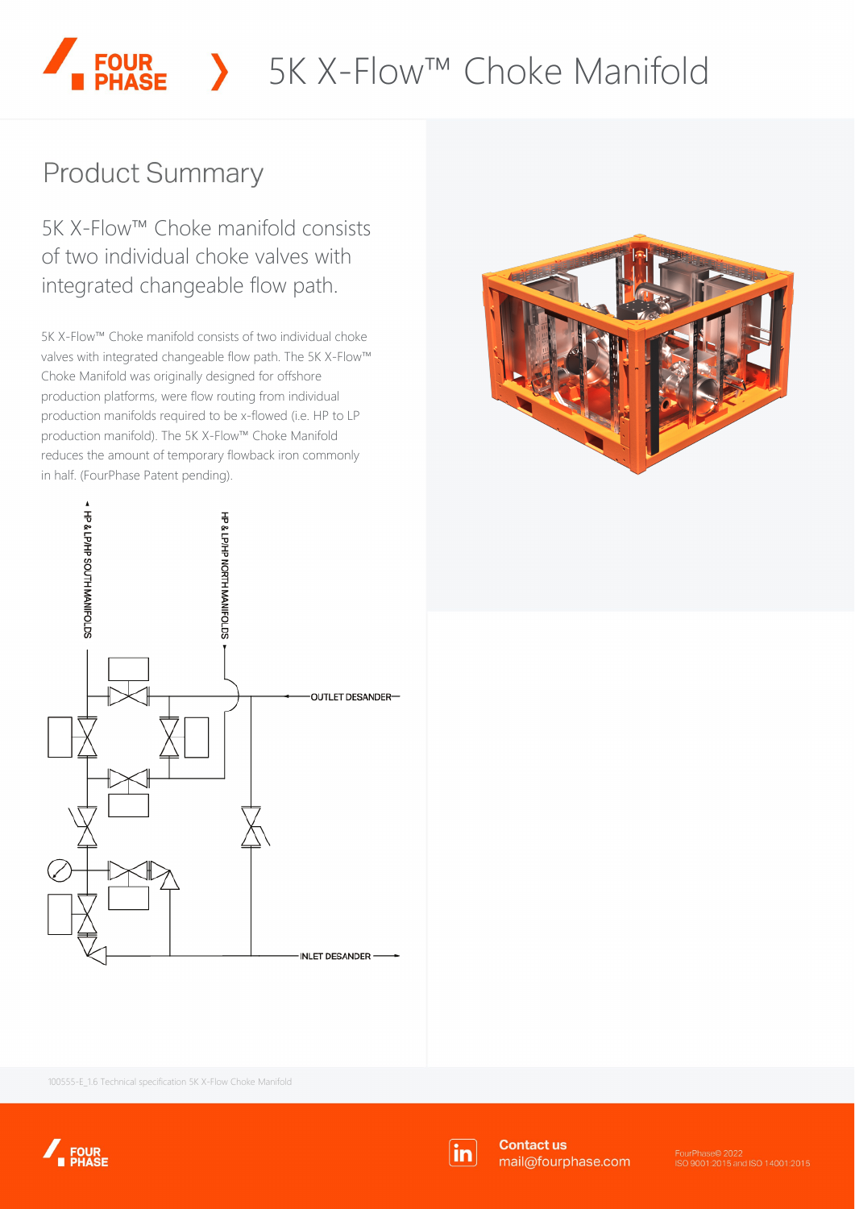# 5K X-Flow™ Choke Manifold

## Product Summary

5K X-Flow™ Choke manifold consists of two individual choke valves with integrated changeable flow path.

5K X-Flow™ Choke manifold consists of two individual choke valves with integrated changeable flow path. The 5K X-Flow™ Choke Manifold was originally designed for offshore production platforms, were flow routing from individual production manifolds required to be x-flowed (i.e. HP to LP production manifold). The 5K X-Flow™ Choke Manifold reduces the amount of temporary flowback iron commonly in half. (FourPhase Patent pending).

HP & LP/HP SOUTH MANIFOLDS

HP & LP/HP NORTH MANIFOLDS

OUTLET DESANDER

INLET DESANDER

100555-E_1.6 Technical specification 5K X-Flow Choke Manifold

**Contact us**
mail@fourphase.com

FourPhase© 2022
ISO 9001:2015 and ISO 14001:2015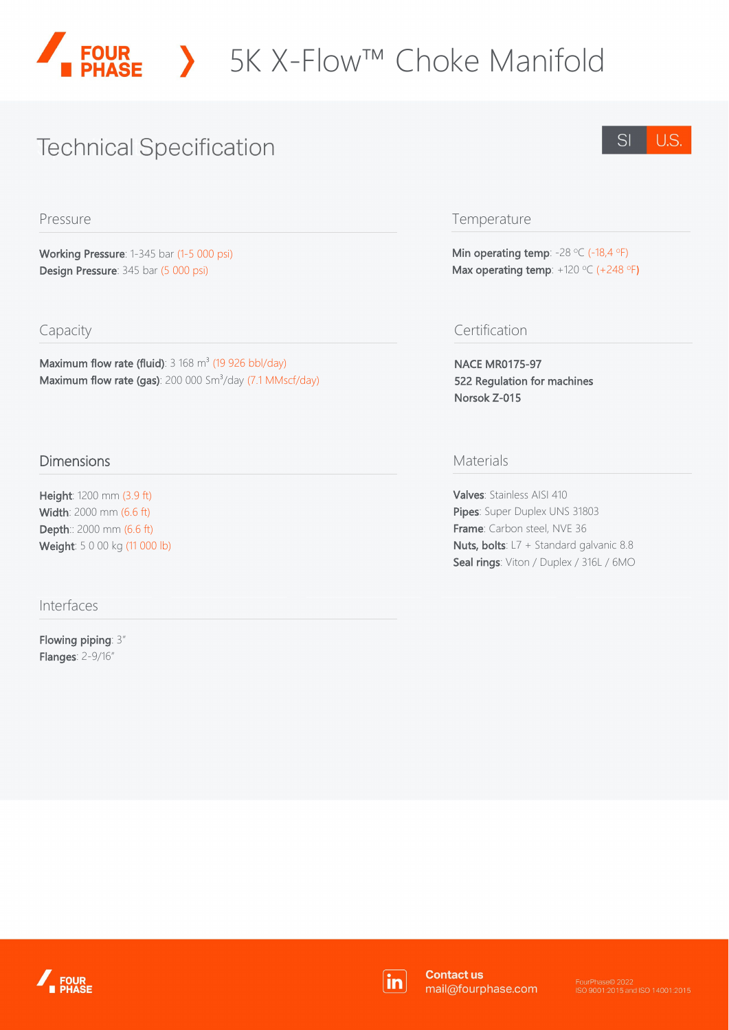# 5K X-Flow™ Choke Manifold

## Technical Specification

SI U.S.

### Pressure

**Working Pressure**: 1-345 bar (1-5 000 psi)
**Design Pressure**: 345 bar (5 000 psi)

### Temperature

**Min operating temp**: -28 °C (-18,4 °F)
**Max operating temp**: +120 °C (+248 °F)

### Capacity

**Maximum flow rate (fluid)**: 3 168 $m^3$ (19 926 bbl/day)
**Maximum flow rate (gas)**: 200 000 $Sm^3$/day (7.1 MMscf/day)

### Certification

**NACE MR0175-97**
**522 Regulation for machines**
**Norsok Z-015**

### Dimensions

**Height**: 1200 mm (3.9 ft)
**Width**: 2000 mm (6.6 ft)
**Depth**:: 2000 mm (6.6 ft)
**Weight**: 5 0 00 kg (11 000 lb)

### Materials

**Valves**: Stainless AISI 410
**Pipes**: Super Duplex UNS 31803
**Frame**: Carbon steel, NVE 36
**Nuts, bolts**: L7 + Standard galvanic 8.8
**Seal rings**: Viton / Duplex / 316L / 6MO

### Interfaces

**Flowing piping**: 3"
**Flanges**: 2-9/16"

Contact us
mail@fourphase.com

FourPhase© 2022
ISO 9001:2015 and ISO 14001:2015